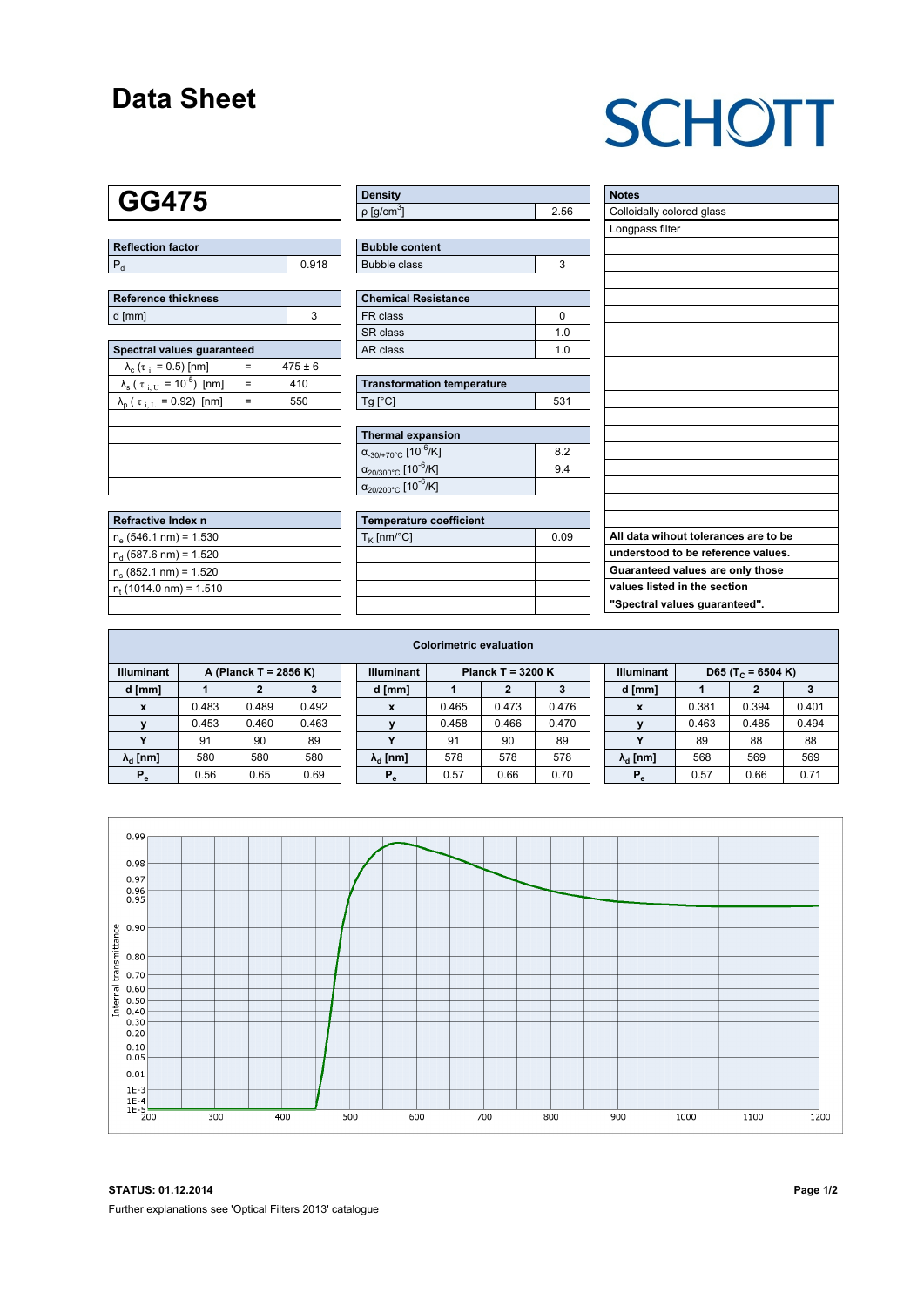# Data Sheet

**SCHOTT**

## GG475

| Reflection factor | |
|---|---|
| $P_d$ | 0.918 |

| Reference thickness | |
|---|---|
| d [mm] | 3 |

| Spectral values guaranteed | | |
|---|---|---|
| $\lambda_c$ ($\tau_i$ = 0.5) [nm] | = | 475 ± 6 |
| $\lambda_s$ ($\tau_{i,U}$ = $10^{-5}$) [nm] | = | 410 |
| $\lambda_p$ ($\tau_{i,L}$ = 0.92) [nm] | = | 550 |

| Refractive Index n |
|---|
| $n_e$ (546.1 nm) = 1.530 |
| $n_d$ (587.6 nm) = 1.520 |
| $n_s$ (852.1 nm) = 1.520 |
| $n_t$ (1014.0 nm) = 1.510 |

| Density | |
|---|---|
| ρ [g/cm³] | 2.56 |

| Bubble content | |
|---|---|
| Bubble class | 3 |

| Chemical Resistance | |
|---|---|
| FR class | 0 |
| SR class | 1.0 |
| AR class | 1.0 |

| Transformation temperature | |
|---|---|
| Tg [°C] | 531 |

| Thermal expansion | |
|---|---|
| $\alpha_{-30/+70°C}$ [$10^{-6}$/K] | 8.2 |
| $\alpha_{20/300°C}$ [$10^{-6}$/K] | 9.4 |
| $\alpha_{20/200°C}$ [$10^{-6}$/K] | |

| Temperature coefficient | |
|---|---|
| $T_K$ [nm/°C] | 0.09 |

| Notes |
|---|
| Colloidally colored glass |
| Longpass filter |

**All data wihout tolerances are to be understood to be reference values. Guaranteed values are only those values listed in the section "Spectral values guaranteed".**

## Colorimetric evaluation

| Illuminant | A (Planck T = 2856 K) | | | Illuminant | Planck T = 3200 K | | | Illuminant | D65 ($T_C$ = 6504 K) | | |
|---|---|---|---|---|---|---|---|---|---|---|---|
| d [mm] | 1 | 2 | 3 | d [mm] | 1 | 2 | 3 | d [mm] | 1 | 2 | 3 |
| x | 0.483 | 0.489 | 0.492 | x | 0.465 | 0.473 | 0.476 | x | 0.381 | 0.394 | 0.401 |
| y | 0.453 | 0.460 | 0.463 | y | 0.458 | 0.466 | 0.470 | y | 0.463 | 0.485 | 0.494 |
| Y | 91 | 90 | 89 | Y | 91 | 90 | 89 | Y | 89 | 88 | 88 |
| $\lambda_d$ [nm] | 580 | 580 | 580 | $\lambda_d$ [nm] | 578 | 578 | 578 | $\lambda_d$ [nm] | 568 | 569 | 569 |
| $P_e$ | 0.56 | 0.65 | 0.69 | $P_e$ | 0.57 | 0.66 | 0.70 | $P_e$ | 0.57 | 0.66 | 0.71 |

**STATUS: 01.12.2014**

Further explanations see 'Optical Filters 2013' catalogue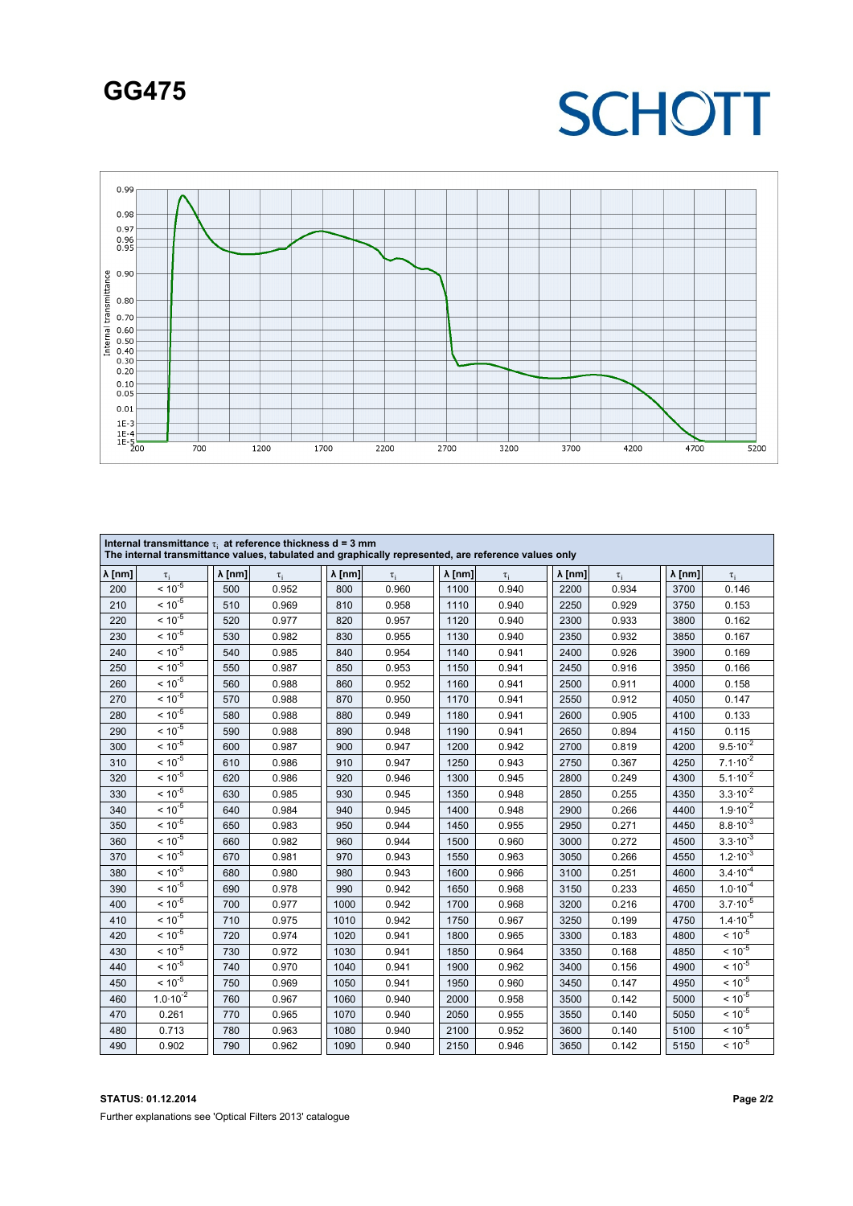# GG475

SCHOTT

0.99
0.98
0.97
0.96
0.95
0.90
0.80
0.70
0.60
0.50
0.40
0.30
0.20
0.10
0.05
0.01
1E-3
1E-4
1E-5
Internal transmittance
200
700
1200
1700
2200
2700
3200
3700
4200
4700
5200

**Internal transmittance $\tau_i$ at reference thickness d = 3 mm**
**The internal transmittance values, tabulated and graphically represented, are reference values only**

| λ [nm] | $\tau_i$ | λ [nm] | $\tau_i$ | λ [nm] | $\tau_i$ | λ [nm] | $\tau_i$ | λ [nm] | $\tau_i$ | λ [nm] | $\tau_i$ |
|---|---|---|---|---|---|---|---|---|---|---|---|
| 200 | $< 10^{-5}$ | 500 | 0.952 | 800 | 0.960 | 1100 | 0.940 | 2200 | 0.934 | 3700 | 0.146 |
| 210 | $< 10^{-5}$ | 510 | 0.969 | 810 | 0.958 | 1110 | 0.940 | 2250 | 0.929 | 3750 | 0.153 |
| 220 | $< 10^{-5}$ | 520 | 0.977 | 820 | 0.957 | 1120 | 0.940 | 2300 | 0.933 | 3800 | 0.162 |
| 230 | $< 10^{-5}$ | 530 | 0.982 | 830 | 0.955 | 1130 | 0.940 | 2350 | 0.932 | 3850 | 0.167 |
| 240 | $< 10^{-5}$ | 540 | 0.985 | 840 | 0.954 | 1140 | 0.941 | 2400 | 0.926 | 3900 | 0.169 |
| 250 | $< 10^{-5}$ | 550 | 0.987 | 850 | 0.953 | 1150 | 0.941 | 2450 | 0.916 | 3950 | 0.166 |
| 260 | $< 10^{-5}$ | 560 | 0.988 | 860 | 0.952 | 1160 | 0.941 | 2500 | 0.911 | 4000 | 0.158 |
| 270 | $< 10^{-5}$ | 570 | 0.988 | 870 | 0.950 | 1170 | 0.941 | 2550 | 0.912 | 4050 | 0.147 |
| 280 | $< 10^{-5}$ | 580 | 0.988 | 880 | 0.949 | 1180 | 0.941 | 2600 | 0.905 | 4100 | 0.133 |
| 290 | $< 10^{-5}$ | 590 | 0.988 | 890 | 0.948 | 1190 | 0.941 | 2650 | 0.894 | 4150 | 0.115 |
| 300 | $< 10^{-5}$ | 600 | 0.987 | 900 | 0.947 | 1200 | 0.942 | 2700 | 0.819 | 4200 | $9.5 \cdot 10^{-2}$ |
| 310 | $< 10^{-5}$ | 610 | 0.986 | 910 | 0.947 | 1250 | 0.943 | 2750 | 0.367 | 4250 | $7.1 \cdot 10^{-2}$ |
| 320 | $< 10^{-5}$ | 620 | 0.986 | 920 | 0.946 | 1300 | 0.945 | 2800 | 0.249 | 4300 | $5.1 \cdot 10^{-2}$ |
| 330 | $< 10^{-5}$ | 630 | 0.985 | 930 | 0.945 | 1350 | 0.948 | 2850 | 0.255 | 4350 | $3.3 \cdot 10^{-2}$ |
| 340 | $< 10^{-5}$ | 640 | 0.984 | 940 | 0.945 | 1400 | 0.948 | 2900 | 0.266 | 4400 | $1.9 \cdot 10^{-2}$ |
| 350 | $< 10^{-5}$ | 650 | 0.983 | 950 | 0.944 | 1450 | 0.955 | 2950 | 0.271 | 4450 | $8.8 \cdot 10^{-3}$ |
| 360 | $< 10^{-5}$ | 660 | 0.982 | 960 | 0.944 | 1500 | 0.960 | 3000 | 0.272 | 4500 | $3.3 \cdot 10^{-3}$ |
| 370 | $< 10^{-5}$ | 670 | 0.981 | 970 | 0.943 | 1550 | 0.963 | 3050 | 0.266 | 4550 | $1.2 \cdot 10^{-3}$ |
| 380 | $< 10^{-5}$ | 680 | 0.980 | 980 | 0.943 | 1600 | 0.966 | 3100 | 0.251 | 4600 | $3.4 \cdot 10^{-4}$ |
| 390 | $< 10^{-5}$ | 690 | 0.978 | 990 | 0.942 | 1650 | 0.968 | 3150 | 0.233 | 4650 | $1.0 \cdot 10^{-4}$ |
| 400 | $< 10^{-5}$ | 700 | 0.977 | 1000 | 0.942 | 1700 | 0.968 | 3200 | 0.216 | 4700 | $3.7 \cdot 10^{-5}$ |
| 410 | $< 10^{-5}$ | 710 | 0.975 | 1010 | 0.942 | 1750 | 0.967 | 3250 | 0.199 | 4750 | $1.4 \cdot 10^{-5}$ |
| 420 | $< 10^{-5}$ | 720 | 0.974 | 1020 | 0.941 | 1800 | 0.965 | 3300 | 0.183 | 4800 | $< 10^{-5}$ |
| 430 | $< 10^{-5}$ | 730 | 0.972 | 1030 | 0.941 | 1850 | 0.964 | 3350 | 0.168 | 4850 | $< 10^{-5}$ |
| 440 | $< 10^{-5}$ | 740 | 0.970 | 1040 | 0.941 | 1900 | 0.962 | 3400 | 0.156 | 4900 | $< 10^{-5}$ |
| 450 | $< 10^{-5}$ | 750 | 0.969 | 1050 | 0.941 | 1950 | 0.960 | 3450 | 0.147 | 4950 | $< 10^{-5}$ |
| 460 | $1.0 \cdot 10^{-2}$ | 760 | 0.967 | 1060 | 0.940 | 2000 | 0.958 | 3500 | 0.142 | 5000 | $< 10^{-5}$ |
| 470 | 0.261 | 770 | 0.965 | 1070 | 0.940 | 2050 | 0.955 | 3550 | 0.140 | 5050 | $< 10^{-5}$ |
| 480 | 0.713 | 780 | 0.963 | 1080 | 0.940 | 2100 | 0.952 | 3600 | 0.140 | 5100 | $< 10^{-5}$ |
| 490 | 0.902 | 790 | 0.962 | 1090 | 0.940 | 2150 | 0.946 | 3650 | 0.142 | 5150 | $< 10^{-5}$ |

**STATUS: 01.12.2014**

Further explanations see 'Optical Filters 2013' catalogue